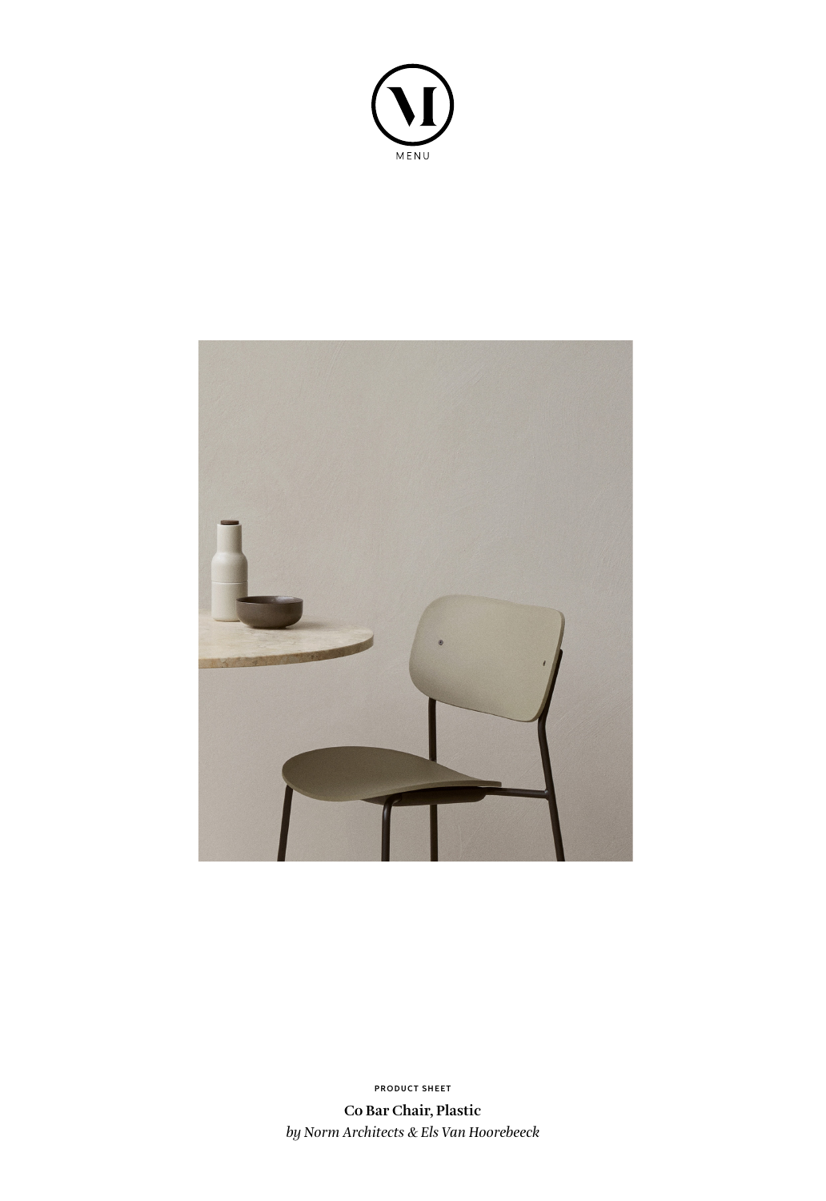MENU

PRODUCT SHEET

**Co Bar Chair, Plastic**

*by Norm Architects & Els Van Hoorebeeck*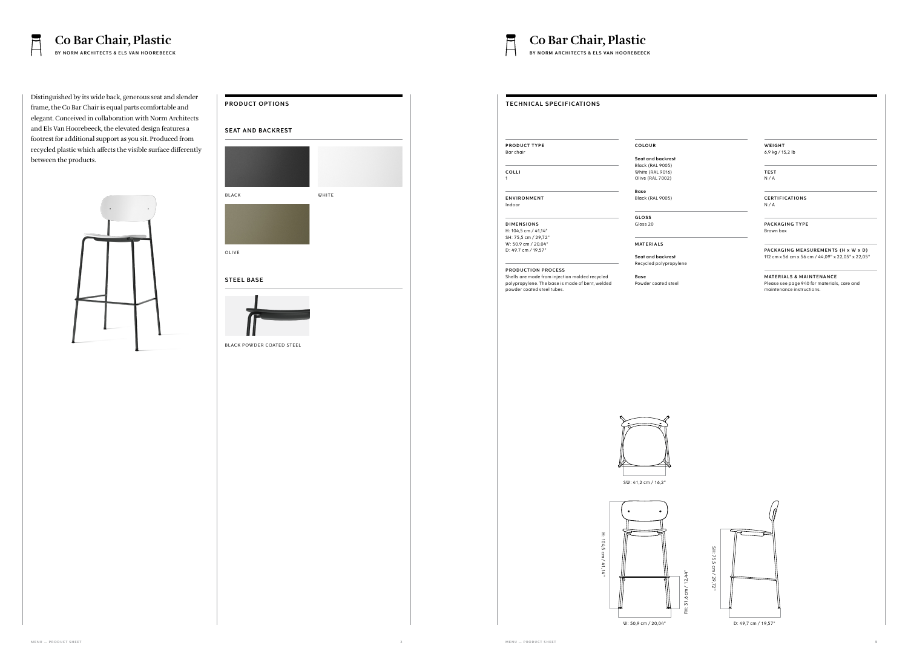# Co Bar Chair, Plastic

BY NORM ARCHITECTS & ELS VAN HOOREBEECK

Distinguished by its wide back, generous seat and slender frame, the Co Bar Chair is equal parts comfortable and elegant. Conceived in collaboration with Norm Architects and Els Van Hoorebeeck, the elevated design features a footrest for additional support as you sit. Produced from recycled plastic which affects the visible surface differently between the products.

## PRODUCT OPTIONS

### SEAT AND BACKREST

BLACK

WHITE

OLIVE

### STEEL BASE

BLACK POWDER COATED STEEL

# Co Bar Chair, Plastic

BY NORM ARCHITECTS & ELS VAN HOOREBEECK

## TECHNICAL SPECIFICATIONS

**PRODUCT TYPE**
Bar chair

**COLLI**
1

**ENVIRONMENT**
Indoor

**DIMENSIONS**
H: 104,5 cm / 41,14"
SH: 75,5 cm / 29,72"
W: 50.9 cm / 20,04"
D: 49.7 cm / 19,57"

**PRODUCTION PROCESS**
Shells are made from injection molded recycled polypropylene. The base is made of bent, welded powder coated steel tubes.

**COLOUR**

**Seat and backrest**
Black (RAL 9005)
White (RAL 9016)
Olive (RAL 7002)

**Base**
Black (RAL 9005)

**GLOSS**
Gloss 20

**MATERIALS**

**Seat and backrest**
Recycled polypropylene

**Base**
Powder coated steel

**WEIGHT**
6,9 kg / 15,2 lb

**TEST**
N / A

**CERTIFICATIONS**
N / A

**PACKAGING TYPE**
Brown box

**PACKAGING MEASUREMENTS (H x W x D)**
112 cm x 56 cm x 56 cm / 44,09" x 22,05" x 22,05"

**MATERIALS & MAINTENANCE**
Please see page 940 for materials, care and maintenance instructions.

SW: 41,2 cm / 16,2"

H: 104,5 cm / 41,14"

FH: 31,6 cm / 12,44"

W: 50,9 cm / 20,04"

SH: 75,5 cm / 29,72"

D: 49,7 cm / 19,57"